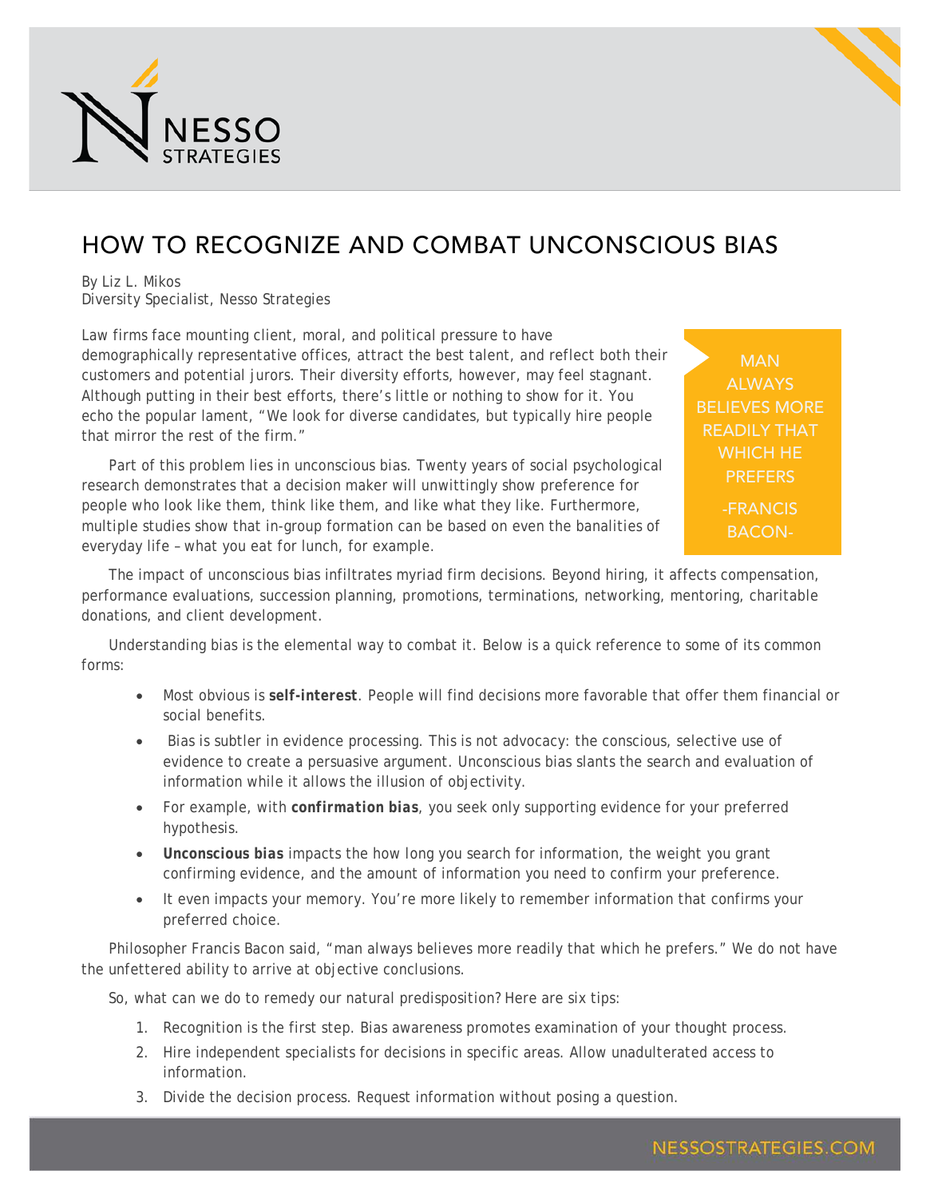NESSO STRATEGIES

# HOW TO RECOGNIZE AND COMBAT UNCONSCIOUS BIAS

By Liz L. Mikos
Diversity Specialist, Nesso Strategies

Law firms face mounting client, moral, and political pressure to have demographically representative offices, attract the best talent, and reflect both their customers and potential jurors. Their diversity efforts, however, may feel stagnant. Although putting in their best efforts, there's little or nothing to show for it. You echo the popular lament, "We look for diverse candidates, but typically hire people that mirror the rest of the firm."

> MAN ALWAYS BELIEVES MORE READILY THAT WHICH HE PREFERS
>
> -FRANCIS BACON-

Part of this problem lies in unconscious bias. Twenty years of social psychological research demonstrates that a decision maker will unwittingly show preference for people who look like them, think like them, and like what they like. Furthermore, multiple studies show that in-group formation can be based on even the banalities of everyday life – what you eat for lunch, for example.

The impact of unconscious bias infiltrates myriad firm decisions. Beyond hiring, it affects compensation, performance evaluations, succession planning, promotions, terminations, networking, mentoring, charitable donations, and client development.

Understanding bias is the elemental way to combat it. Below is a quick reference to some of its common forms:

- Most obvious is **self-interest**. People will find decisions more favorable that offer them financial or social benefits.
- Bias is subtler in evidence processing. This is not advocacy: the conscious, selective use of evidence to create a persuasive argument. Unconscious bias slants the search and evaluation of information while it allows the illusion of objectivity.
- For example, with ***confirmation bias***, you seek only supporting evidence for your preferred hypothesis.
- **Unconscious bias** impacts the how long you search for information, the weight you grant confirming evidence, and the amount of information you need to confirm your preference.
- It even impacts your memory. You're more likely to remember information that confirms your preferred choice.

Philosopher Francis Bacon said, "man always believes more readily that which he prefers." We do not have the unfettered ability to arrive at objective conclusions.

So, what can we do to remedy our natural predisposition? Here are six tips:

1. Recognition is the first step. Bias awareness promotes examination of your thought process.
2. Hire independent specialists for decisions in specific areas. Allow unadulterated access to information.
3. Divide the decision process. Request information without posing a question.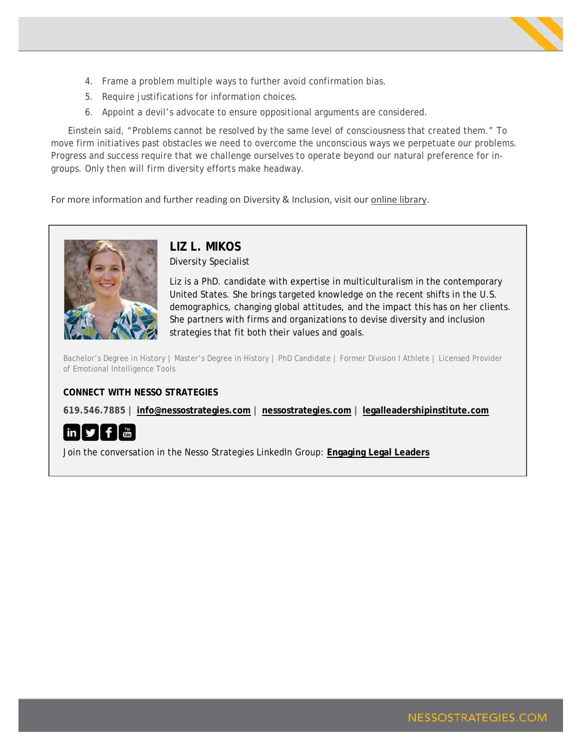4. Frame a problem multiple ways to further avoid confirmation bias.
5. Require justifications for information choices.
6. Appoint a devil's advocate to ensure oppositional arguments are considered.

Einstein said, "Problems cannot be resolved by the same level of consciousness that created them." To move firm initiatives past obstacles we need to overcome the unconscious ways we perpetuate our problems. Progress and success require that we challenge ourselves to operate beyond our natural preference for in-groups. Only then will firm diversity efforts make headway.

For more information and further reading on Diversity & Inclusion, visit our online library.

## LIZ L. MIKOS

Diversity Specialist

Liz is a PhD. candidate with expertise in multiculturalism in the contemporary United States. She brings targeted knowledge on the recent shifts in the U.S. demographics, changing global attitudes, and the impact this has on her clients. She partners with firms and organizations to devise diversity and inclusion strategies that fit both their values and goals.

Bachelor's Degree in History | Master's Degree in History | PhD Candidate | Former Division I Athlete | Licensed Provider of Emotional Intelligence Tools

**CONNECT WITH NESSO STRATEGIES**

**619.546.7885** | **info@nessostrategies.com** | **nessostrategies.com** | **legalleadershipinstitute.com**

Join the conversation in the Nesso Strategies LinkedIn Group: **Engaging Legal Leaders**